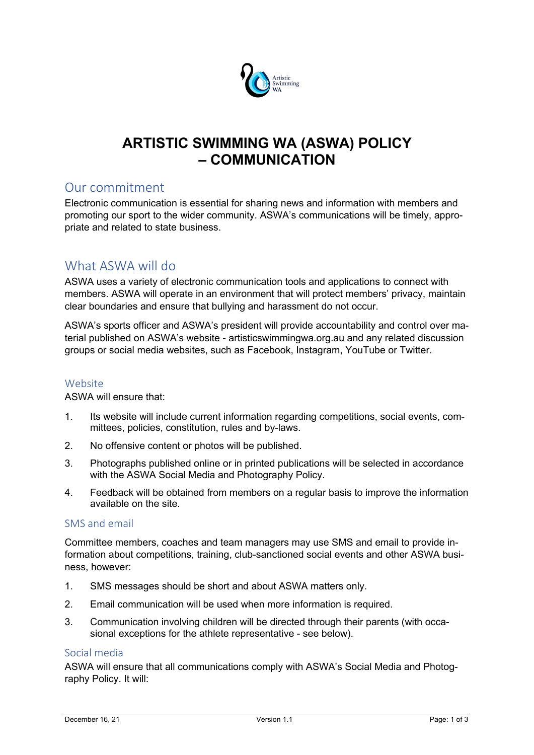# ARTISTIC SWIMMING WA (ASWA) POLICY – COMMUNICATION

## Our commitment

Electronic communication is essential for sharing news and information with members and promoting our sport to the wider community. ASWA's communications will be timely, appropriate and related to state business.

## What ASWA will do

ASWA uses a variety of electronic communication tools and applications to connect with members. ASWA will operate in an environment that will protect members' privacy, maintain clear boundaries and ensure that bullying and harassment do not occur.

ASWA's sports officer and ASWA's president will provide accountability and control over material published on ASWA's website - artisticswimmingwa.org.au and any related discussion groups or social media websites, such as Facebook, Instagram, YouTube or Twitter.

### Website

ASWA will ensure that:

1. Its website will include current information regarding competitions, social events, committees, policies, constitution, rules and by-laws.
2. No offensive content or photos will be published.
3. Photographs published online or in printed publications will be selected in accordance with the ASWA Social Media and Photography Policy.
4. Feedback will be obtained from members on a regular basis to improve the information available on the site.

### SMS and email

Committee members, coaches and team managers may use SMS and email to provide information about competitions, training, club-sanctioned social events and other ASWA business, however:

1. SMS messages should be short and about ASWA matters only.
2. Email communication will be used when more information is required.
3. Communication involving children will be directed through their parents (with occasional exceptions for the athlete representative - see below).

### Social media

ASWA will ensure that all communications comply with ASWA's Social Media and Photography Policy. It will: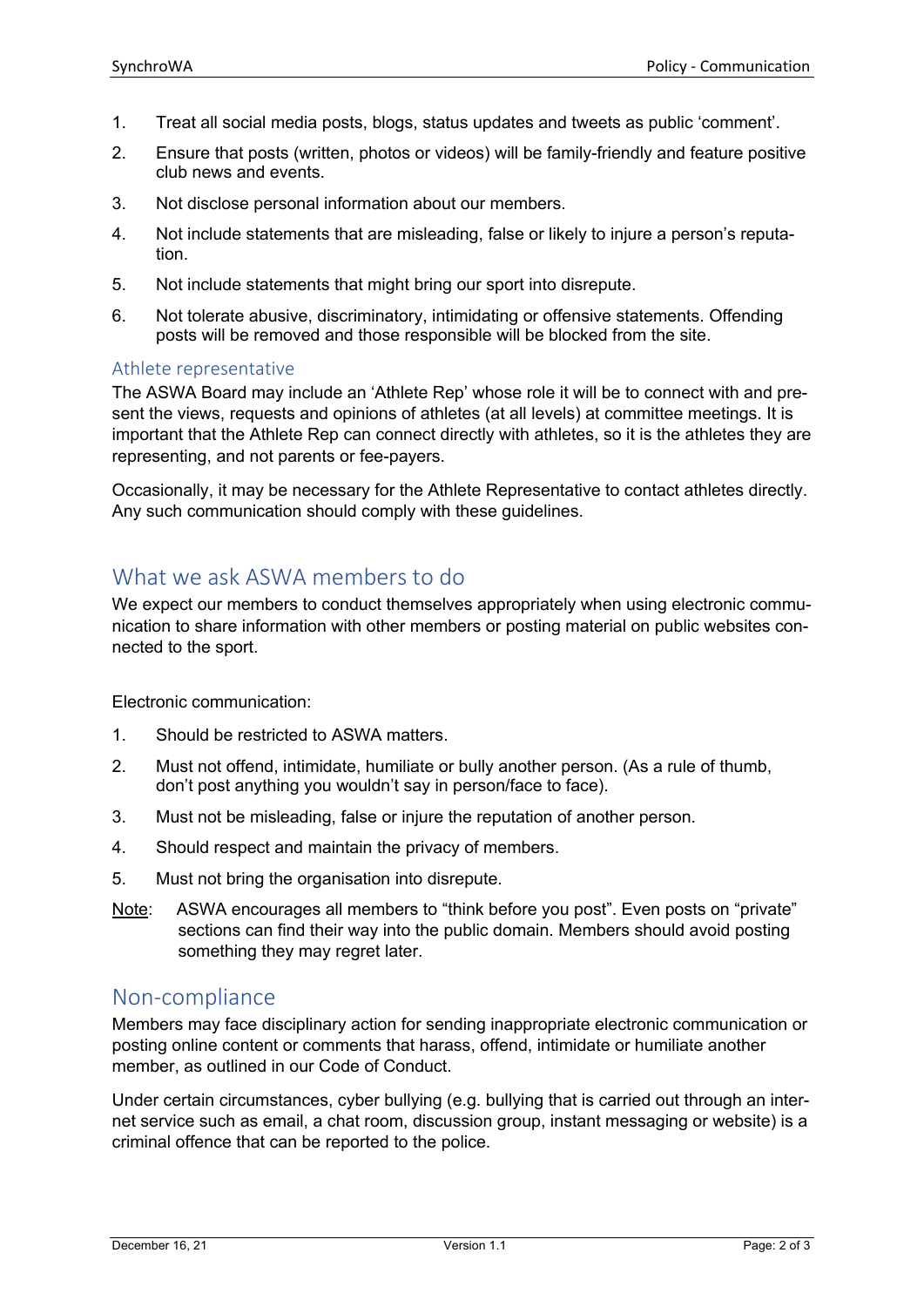1. Treat all social media posts, blogs, status updates and tweets as public 'comment'.
2. Ensure that posts (written, photos or videos) will be family-friendly and feature positive club news and events.
3. Not disclose personal information about our members.
4. Not include statements that are misleading, false or likely to injure a person's reputation.
5. Not include statements that might bring our sport into disrepute.
6. Not tolerate abusive, discriminatory, intimidating or offensive statements. Offending posts will be removed and those responsible will be blocked from the site.

### Athlete representative

The ASWA Board may include an 'Athlete Rep' whose role it will be to connect with and present the views, requests and opinions of athletes (at all levels) at committee meetings. It is important that the Athlete Rep can connect directly with athletes, so it is the athletes they are representing, and not parents or fee-payers.

Occasionally, it may be necessary for the Athlete Representative to contact athletes directly. Any such communication should comply with these guidelines.

## What we ask ASWA members to do

We expect our members to conduct themselves appropriately when using electronic communication to share information with other members or posting material on public websites connected to the sport.

Electronic communication:

1. Should be restricted to ASWA matters.
2. Must not offend, intimidate, humiliate or bully another person. (As a rule of thumb, don't post anything you wouldn't say in person/face to face).
3. Must not be misleading, false or injure the reputation of another person.
4. Should respect and maintain the privacy of members.
5. Must not bring the organisation into disrepute.

Note: ASWA encourages all members to "think before you post". Even posts on "private" sections can find their way into the public domain. Members should avoid posting something they may regret later.

## Non-compliance

Members may face disciplinary action for sending inappropriate electronic communication or posting online content or comments that harass, offend, intimidate or humiliate another member, as outlined in our Code of Conduct.

Under certain circumstances, cyber bullying (e.g. bullying that is carried out through an internet service such as email, a chat room, discussion group, instant messaging or website) is a criminal offence that can be reported to the police.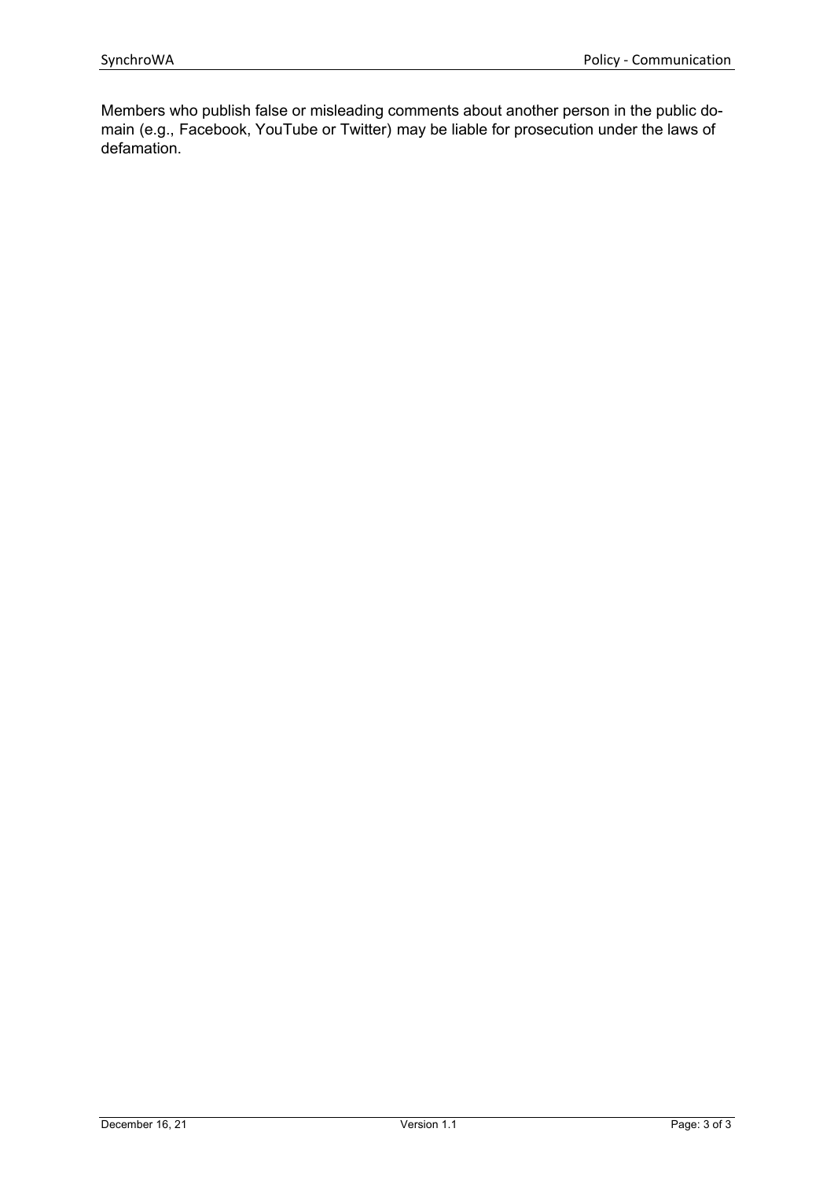Members who publish false or misleading comments about another person in the public domain (e.g., Facebook, YouTube or Twitter) may be liable for prosecution under the laws of defamation.